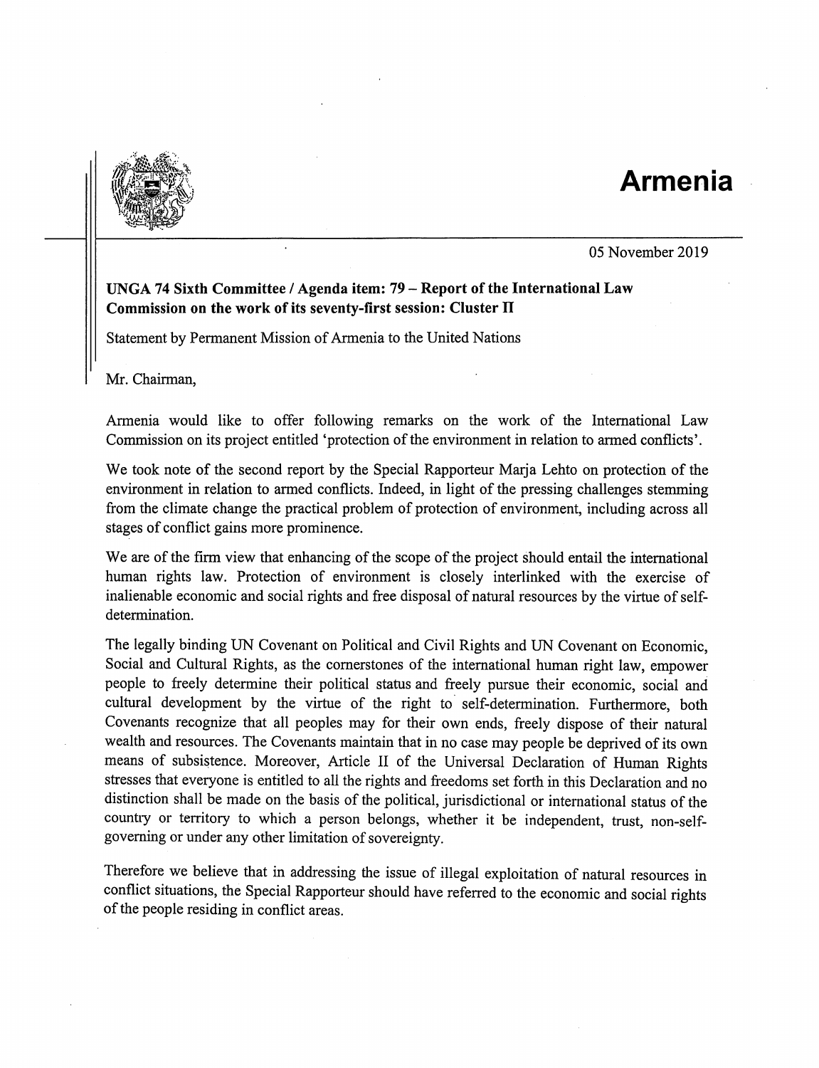# Armenia

05 November 2019

**UNGA 74 Sixth Committee / Agenda item: 79 – Report of the International Law Commission on the work of its seventy-first session: Cluster II**

Statement by Permanent Mission of Armenia to the United Nations

Mr. Chairman,

Armenia would like to offer following remarks on the work of the International Law Commission on its project entitled 'protection of the environment in relation to armed conflicts'.

We took note of the second report by the Special Rapporteur Marja Lehto on protection of the environment in relation to armed conflicts. Indeed, in light of the pressing challenges stemming from the climate change the practical problem of protection of environment, including across all stages of conflict gains more prominence.

We are of the firm view that enhancing of the scope of the project should entail the international human rights law. Protection of environment is closely interlinked with the exercise of inalienable economic and social rights and free disposal of natural resources by the virtue of self-determination.

The legally binding UN Covenant on Political and Civil Rights and UN Covenant on Economic, Social and Cultural Rights, as the cornerstones of the international human right law, empower people to freely determine their political status and freely pursue their economic, social and cultural development by the virtue of the right to self-determination. Furthermore, both Covenants recognize that all peoples may for their own ends, freely dispose of their natural wealth and resources. The Covenants maintain that in no case may people be deprived of its own means of subsistence. Moreover, Article II of the Universal Declaration of Human Rights stresses that everyone is entitled to all the rights and freedoms set forth in this Declaration and no distinction shall be made on the basis of the political, jurisdictional or international status of the country or territory to which a person belongs, whether it be independent, trust, non-self-governing or under any other limitation of sovereignty.

Therefore we believe that in addressing the issue of illegal exploitation of natural resources in conflict situations, the Special Rapporteur should have referred to the economic and social rights of the people residing in conflict areas.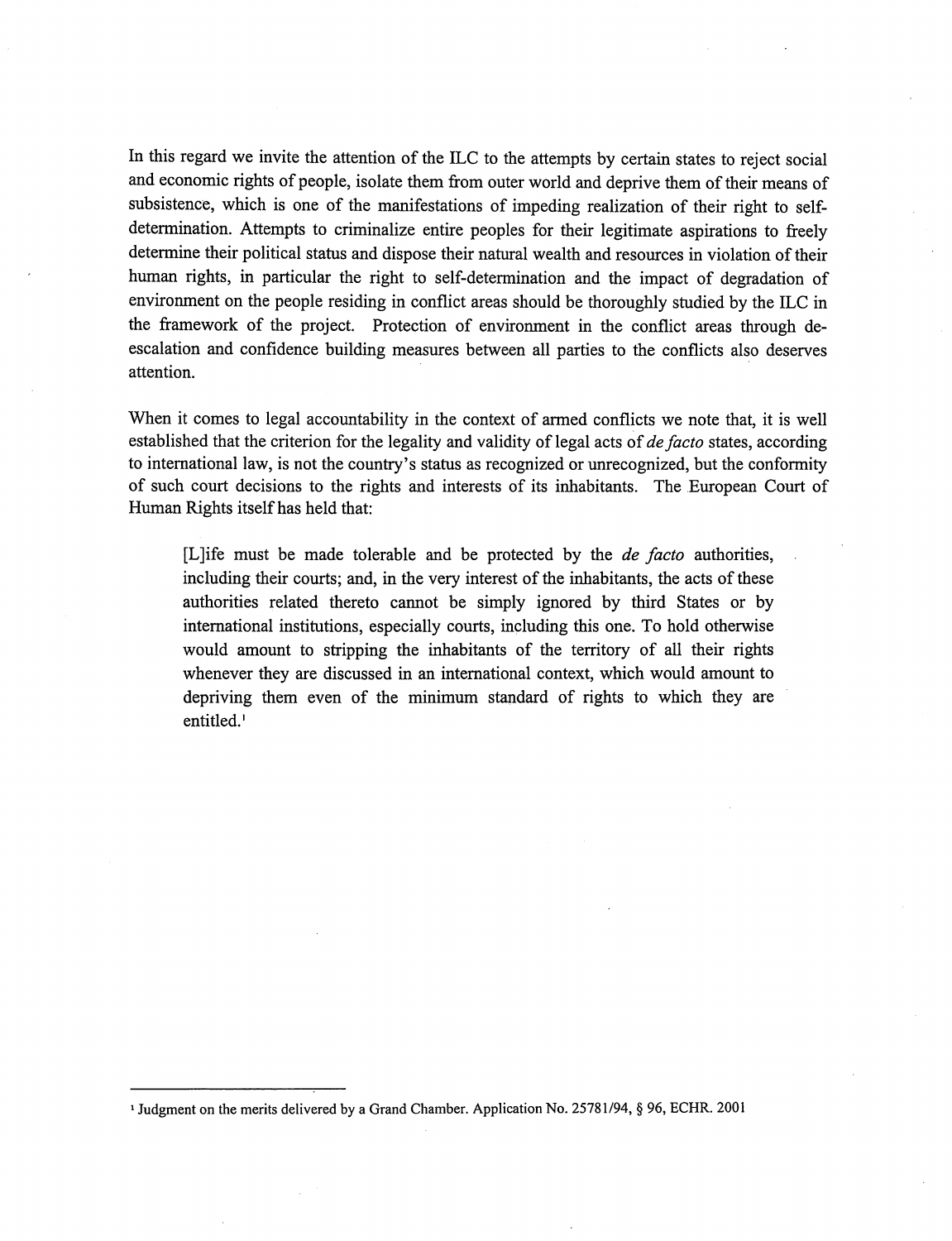In this regard we invite the attention of the ILC to the attempts by certain states to reject social and economic rights of people, isolate them from outer world and deprive them of their means of subsistence, which is one of the manifestations of impeding realization of their right to self-determination. Attempts to criminalize entire peoples for their legitimate aspirations to freely determine their political status and dispose their natural wealth and resources in violation of their human rights, in particular the right to self-determination and the impact of degradation of environment on the people residing in conflict areas should be thoroughly studied by the ILC in the framework of the project. Protection of environment in the conflict areas through de-escalation and confidence building measures between all parties to the conflicts also deserves attention.

When it comes to legal accountability in the context of armed conflicts we note that, it is well established that the criterion for the legality and validity of legal acts of *de facto* states, according to international law, is not the country's status as recognized or unrecognized, but the conformity of such court decisions to the rights and interests of its inhabitants. The European Court of Human Rights itself has held that:

> [L]ife must be made tolerable and be protected by the *de facto* authorities, including their courts; and, in the very interest of the inhabitants, the acts of these authorities related thereto cannot be simply ignored by third States or by international institutions, especially courts, including this one. To hold otherwise would amount to stripping the inhabitants of the territory of all their rights whenever they are discussed in an international context, which would amount to depriving them even of the minimum standard of rights to which they are entitled.[1]

---

[1] Judgment on the merits delivered by a Grand Chamber. Application No. 25781/94, § 96, ECHR. 2001